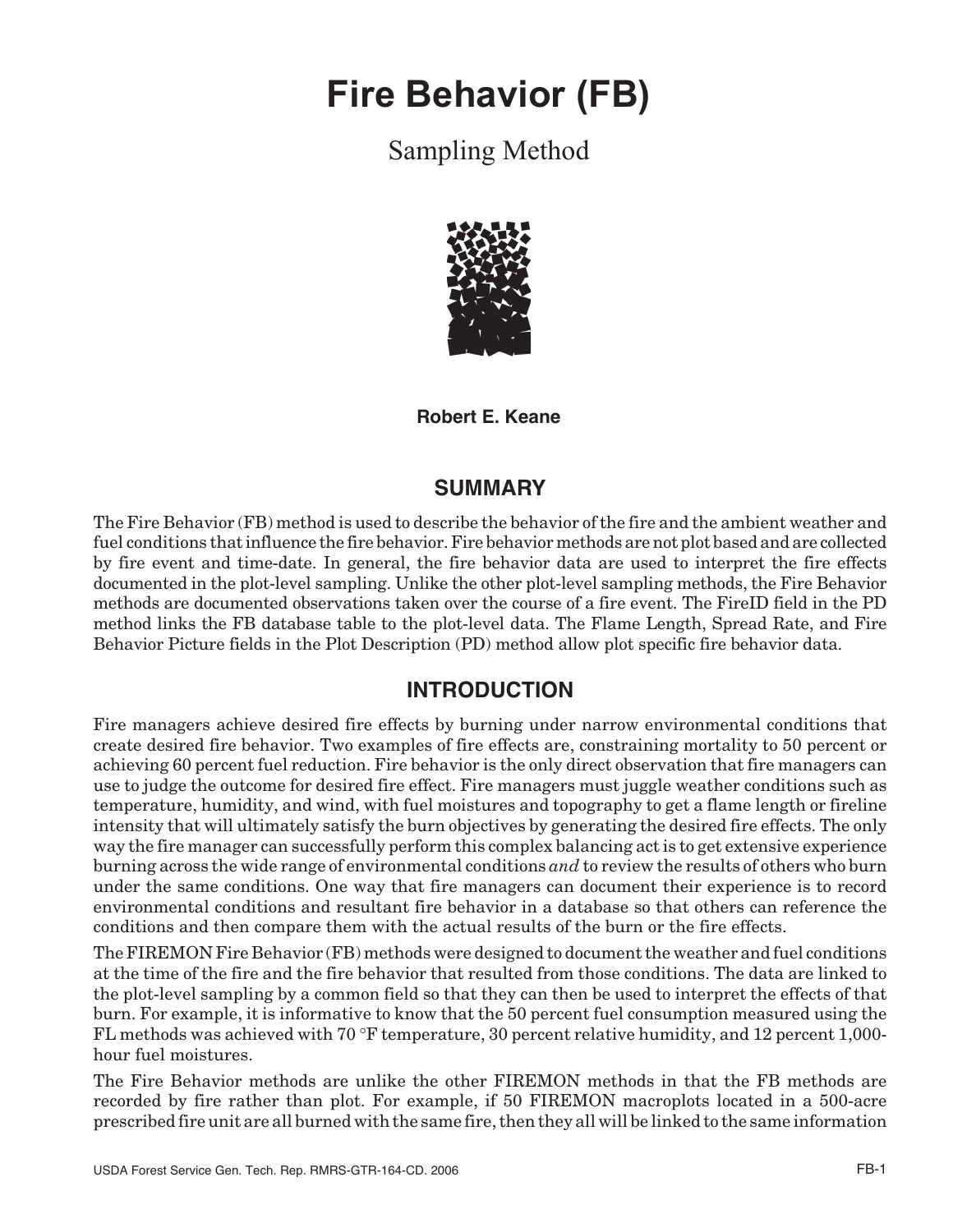# Fire Behavior (FB)

## Sampling Method

**Robert E. Keane**

## SUMMARY

The Fire Behavior (FB) method is used to describe the behavior of the fire and the ambient weather and fuel conditions that influence the fire behavior. Fire behavior methods are not plot based and are collected by fire event and time-date. In general, the fire behavior data are used to interpret the fire effects documented in the plot-level sampling. Unlike the other plot-level sampling methods, the Fire Behavior methods are documented observations taken over the course of a fire event. The FireID field in the PD method links the FB database table to the plot-level data. The Flame Length, Spread Rate, and Fire Behavior Picture fields in the Plot Description (PD) method allow plot specific fire behavior data.

## INTRODUCTION

Fire managers achieve desired fire effects by burning under narrow environmental conditions that create desired fire behavior. Two examples of fire effects are, constraining mortality to 50 percent or achieving 60 percent fuel reduction. Fire behavior is the only direct observation that fire managers can use to judge the outcome for desired fire effect. Fire managers must juggle weather conditions such as temperature, humidity, and wind, with fuel moistures and topography to get a flame length or fireline intensity that will ultimately satisfy the burn objectives by generating the desired fire effects. The only way the fire manager can successfully perform this complex balancing act is to get extensive experience burning across the wide range of environmental conditions *and* to review the results of others who burn under the same conditions. One way that fire managers can document their experience is to record environmental conditions and resultant fire behavior in a database so that others can reference the conditions and then compare them with the actual results of the burn or the fire effects.

The FIREMON Fire Behavior (FB) methods were designed to document the weather and fuel conditions at the time of the fire and the fire behavior that resulted from those conditions. The data are linked to the plot-level sampling by a common field so that they can then be used to interpret the effects of that burn. For example, it is informative to know that the 50 percent fuel consumption measured using the FL methods was achieved with 70 °F temperature, 30 percent relative humidity, and 12 percent 1,000-hour fuel moistures.

The Fire Behavior methods are unlike the other FIREMON methods in that the FB methods are recorded by fire rather than plot. For example, if 50 FIREMON macroplots located in a 500-acre prescribed fire unit are all burned with the same fire, then they all will be linked to the same information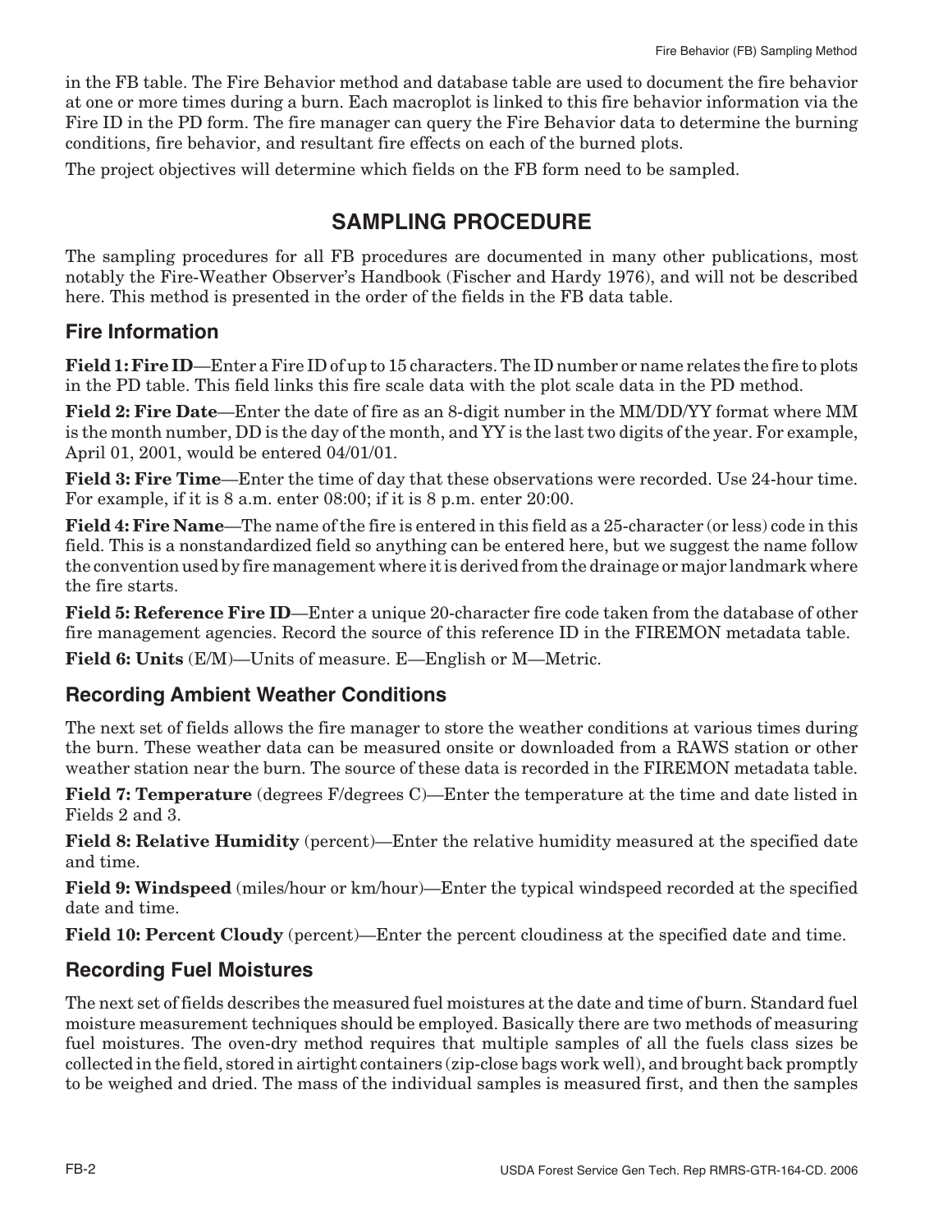in the FB table. The Fire Behavior method and database table are used to document the fire behavior at one or more times during a burn. Each macroplot is linked to this fire behavior information via the Fire ID in the PD form. The fire manager can query the Fire Behavior data to determine the burning conditions, fire behavior, and resultant fire effects on each of the burned plots.

The project objectives will determine which fields on the FB form need to be sampled.

## SAMPLING PROCEDURE

The sampling procedures for all FB procedures are documented in many other publications, most notably the Fire-Weather Observer's Handbook (Fischer and Hardy 1976), and will not be described here. This method is presented in the order of the fields in the FB data table.

### Fire Information

**Field 1: Fire ID**—Enter a Fire ID of up to 15 characters. The ID number or name relates the fire to plots in the PD table. This field links this fire scale data with the plot scale data in the PD method.

**Field 2: Fire Date**—Enter the date of fire as an 8-digit number in the MM/DD/YY format where MM is the month number, DD is the day of the month, and YY is the last two digits of the year. For example, April 01, 2001, would be entered 04/01/01.

**Field 3: Fire Time**—Enter the time of day that these observations were recorded. Use 24-hour time. For example, if it is 8 a.m. enter 08:00; if it is 8 p.m. enter 20:00.

**Field 4: Fire Name**—The name of the fire is entered in this field as a 25-character (or less) code in this field. This is a nonstandardized field so anything can be entered here, but we suggest the name follow the convention used by fire management where it is derived from the drainage or major landmark where the fire starts.

**Field 5: Reference Fire ID**—Enter a unique 20-character fire code taken from the database of other fire management agencies. Record the source of this reference ID in the FIREMON metadata table.

**Field 6: Units** (E/M)—Units of measure. E—English or M—Metric.

### Recording Ambient Weather Conditions

The next set of fields allows the fire manager to store the weather conditions at various times during the burn. These weather data can be measured onsite or downloaded from a RAWS station or other weather station near the burn. The source of these data is recorded in the FIREMON metadata table.

**Field 7: Temperature** (degrees F/degrees C)—Enter the temperature at the time and date listed in Fields 2 and 3.

**Field 8: Relative Humidity** (percent)—Enter the relative humidity measured at the specified date and time.

**Field 9: Windspeed** (miles/hour or km/hour)—Enter the typical windspeed recorded at the specified date and time.

**Field 10: Percent Cloudy** (percent)—Enter the percent cloudiness at the specified date and time.

### Recording Fuel Moistures

The next set of fields describes the measured fuel moistures at the date and time of burn. Standard fuel moisture measurement techniques should be employed. Basically there are two methods of measuring fuel moistures. The oven-dry method requires that multiple samples of all the fuels class sizes be collected in the field, stored in airtight containers (zip-close bags work well), and brought back promptly to be weighed and dried. The mass of the individual samples is measured first, and then the samples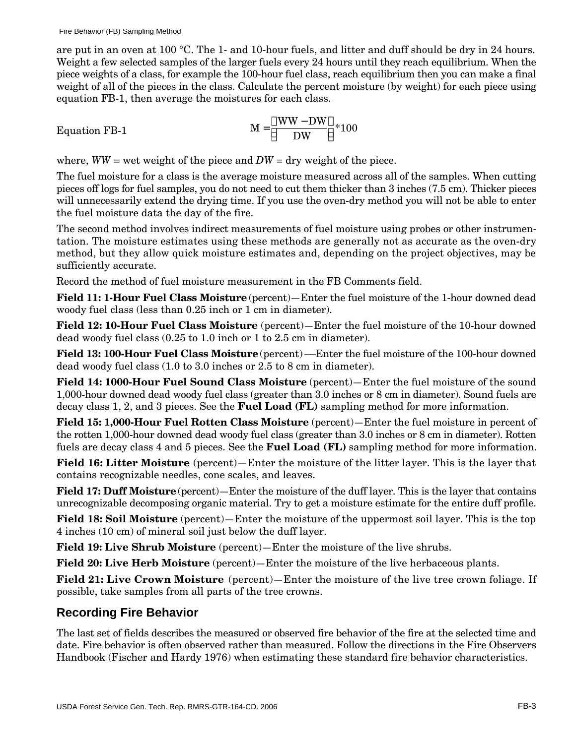are put in an oven at 100 °C. The 1- and 10-hour fuels, and litter and duff should be dry in 24 hours. Weight a few selected samples of the larger fuels every 24 hours until they reach equilibrium. When the piece weights of a class, for example the 100-hour fuel class, reach equilibrium then you can make a final weight of all of the pieces in the class. Calculate the percent moisture (by weight) for each piece using equation FB-1, then average the moistures for each class.

Equation FB-1

$$M = \left(\frac{WW - DW}{DW}\right) * 100$$

where, *WW* = wet weight of the piece and *DW* = dry weight of the piece.

The fuel moisture for a class is the average moisture measured across all of the samples. When cutting pieces off logs for fuel samples, you do not need to cut them thicker than 3 inches (7.5 cm). Thicker pieces will unnecessarily extend the drying time. If you use the oven-dry method you will not be able to enter the fuel moisture data the day of the fire.

The second method involves indirect measurements of fuel moisture using probes or other instrumentation. The moisture estimates using these methods are generally not as accurate as the oven-dry method, but they allow quick moisture estimates and, depending on the project objectives, may be sufficiently accurate.

Record the method of fuel moisture measurement in the FB Comments field.

**Field 11: 1-Hour Fuel Class Moisture** (percent)—Enter the fuel moisture of the 1-hour downed dead woody fuel class (less than 0.25 inch or 1 cm in diameter).

**Field 12: 10-Hour Fuel Class Moisture** (percent)—Enter the fuel moisture of the 10-hour downed dead woody fuel class (0.25 to 1.0 inch or 1 to 2.5 cm in diameter).

**Field 13: 100-Hour Fuel Class Moisture** (percent)—Enter the fuel moisture of the 100-hour downed dead woody fuel class (1.0 to 3.0 inches or 2.5 to 8 cm in diameter).

**Field 14: 1000-Hour Fuel Sound Class Moisture** (percent)—Enter the fuel moisture of the sound 1,000-hour downed dead woody fuel class (greater than 3.0 inches or 8 cm in diameter). Sound fuels are decay class 1, 2, and 3 pieces. See the **Fuel Load (FL)** sampling method for more information.

**Field 15: 1,000-Hour Fuel Rotten Class Moisture** (percent)—Enter the fuel moisture in percent of the rotten 1,000-hour downed dead woody fuel class (greater than 3.0 inches or 8 cm in diameter). Rotten fuels are decay class 4 and 5 pieces. See the **Fuel Load (FL)** sampling method for more information.

**Field 16: Litter Moisture** (percent)—Enter the moisture of the litter layer. This is the layer that contains recognizable needles, cone scales, and leaves.

**Field 17: Duff Moisture** (percent)—Enter the moisture of the duff layer. This is the layer that contains unrecognizable decomposing organic material. Try to get a moisture estimate for the entire duff profile.

**Field 18: Soil Moisture** (percent)—Enter the moisture of the uppermost soil layer. This is the top 4 inches (10 cm) of mineral soil just below the duff layer.

**Field 19: Live Shrub Moisture** (percent)—Enter the moisture of the live shrubs.

**Field 20: Live Herb Moisture** (percent)—Enter the moisture of the live herbaceous plants.

**Field 21: Live Crown Moisture** (percent)—Enter the moisture of the live tree crown foliage. If possible, take samples from all parts of the tree crowns.

## Recording Fire Behavior

The last set of fields describes the measured or observed fire behavior of the fire at the selected time and date. Fire behavior is often observed rather than measured. Follow the directions in the Fire Observers Handbook (Fischer and Hardy 1976) when estimating these standard fire behavior characteristics.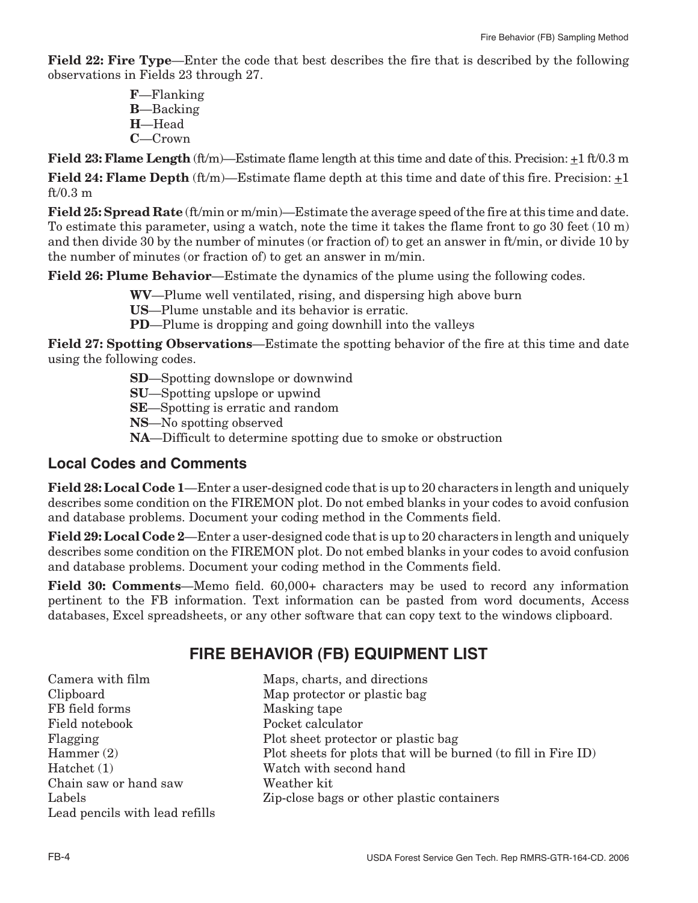**Field 22: Fire Type**—Enter the code that best describes the fire that is described by the following observations in Fields 23 through 27.

- **F**—Flanking
- **B**—Backing
- **H**—Head
- **C**—Crown

**Field 23: Flame Length** (ft/m)—Estimate flame length at this time and date of this. Precision: ±1 ft/0.3 m

**Field 24: Flame Depth** (ft/m)—Estimate flame depth at this time and date of this fire. Precision: ±1 ft/0.3 m

**Field 25: Spread Rate** (ft/min or m/min)—Estimate the average speed of the fire at this time and date. To estimate this parameter, using a watch, note the time it takes the flame front to go 30 feet (10 m) and then divide 30 by the number of minutes (or fraction of) to get an answer in ft/min, or divide 10 by the number of minutes (or fraction of) to get an answer in m/min.

**Field 26: Plume Behavior**—Estimate the dynamics of the plume using the following codes.

- **WV**—Plume well ventilated, rising, and dispersing high above burn
- **US**—Plume unstable and its behavior is erratic.
- **PD**—Plume is dropping and going downhill into the valleys

**Field 27: Spotting Observations**—Estimate the spotting behavior of the fire at this time and date using the following codes.

- **SD**—Spotting downslope or downwind
- **SU**—Spotting upslope or upwind
- **SE**—Spotting is erratic and random
- **NS**—No spotting observed
- **NA**—Difficult to determine spotting due to smoke or obstruction

## Local Codes and Comments

**Field 28: Local Code 1**—Enter a user-designed code that is up to 20 characters in length and uniquely describes some condition on the FIREMON plot. Do not embed blanks in your codes to avoid confusion and database problems. Document your coding method in the Comments field.

**Field 29: Local Code 2**—Enter a user-designed code that is up to 20 characters in length and uniquely describes some condition on the FIREMON plot. Do not embed blanks in your codes to avoid confusion and database problems. Document your coding method in the Comments field.

**Field 30: Comments**—Memo field. 60,000+ characters may be used to record any information pertinent to the FB information. Text information can be pasted from word documents, Access databases, Excel spreadsheets, or any other software that can copy text to the windows clipboard.

## FIRE BEHAVIOR (FB) EQUIPMENT LIST

- Camera with film
- Clipboard
- FB field forms
- Field notebook
- Flagging
- Hammer (2)
- Hatchet (1)
- Chain saw or hand saw
- Labels
- Lead pencils with lead refills
- Maps, charts, and directions
- Map protector or plastic bag
- Masking tape
- Pocket calculator
- Plot sheet protector or plastic bag
- Plot sheets for plots that will be burned (to fill in Fire ID)
- Watch with second hand
- Weather kit
- Zip-close bags or other plastic containers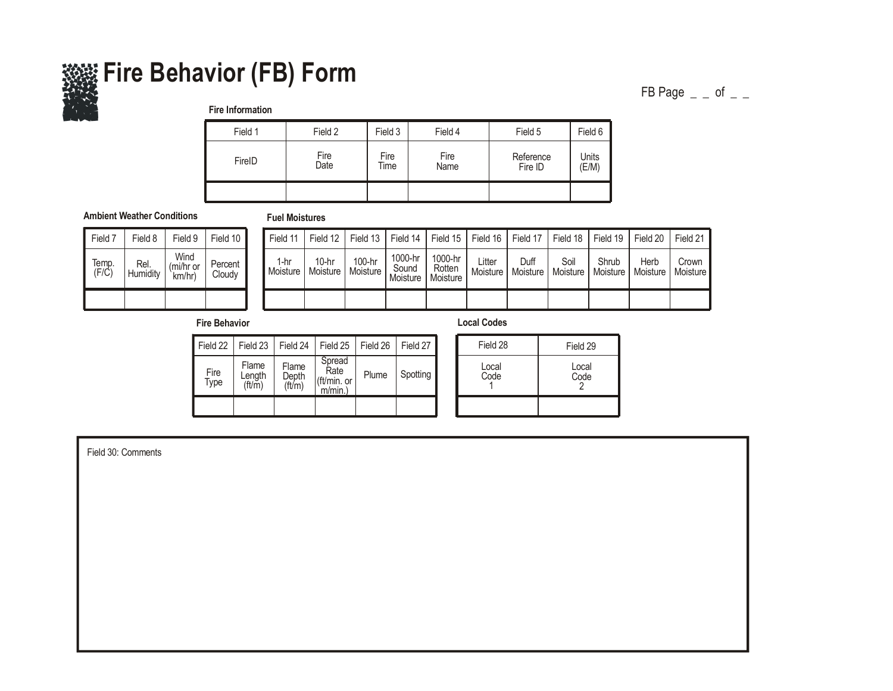# Fire Behavior (FB) Form

FB Page _ _ of _ _

**Fire Information**

| Field 1 | Field 2 | Field 3 | Field 4 | Field 5 | Field 6 |
|---|---|---|---|---|---|
| FireID | Fire Date | Fire Time | Fire Name | Reference Fire ID | Units (E/M) |
| | | | | | |

**Ambient Weather Conditions**

| Field 7 | Field 8 | Field 9 | Field 10 |
|---|---|---|---|
| Temp. (F/C) | Rel. Humidity | Wind (mi/hr or km/hr) | Percent Cloudy |
| | | | |

**Fuel Moistures**

| Field 11 | Field 12 | Field 13 | Field 14 | Field 15 | Field 16 | Field 17 | Field 18 | Field 19 | Field 20 | Field 21 |
|---|---|---|---|---|---|---|---|---|---|---|
| 1-hr Moisture | 10-hr Moisture | 100-hr Moisture | 1000-hr Sound Moisture | 1000-hr Rotten Moisture | Litter Moisture | Duff Moisture | Soil Moisture | Shrub Moisture | Herb Moisture | Crown Moisture |
| | | | | | | | | | | |

**Fire Behavior**

| Field 22 | Field 23 | Field 24 | Field 25 | Field 26 | Field 27 |
|---|---|---|---|---|---|
| Fire Type | Flame Length (ft/m) | Flame Depth (ft/m) | Spread Rate (ft/min. or m/min.) | Plume | Spotting |
| | | | | | |

**Local Codes**

| Field 28 | Field 29 |
|---|---|
| Local Code 1 | Local Code 2 |
| | |

Field 30: Comments